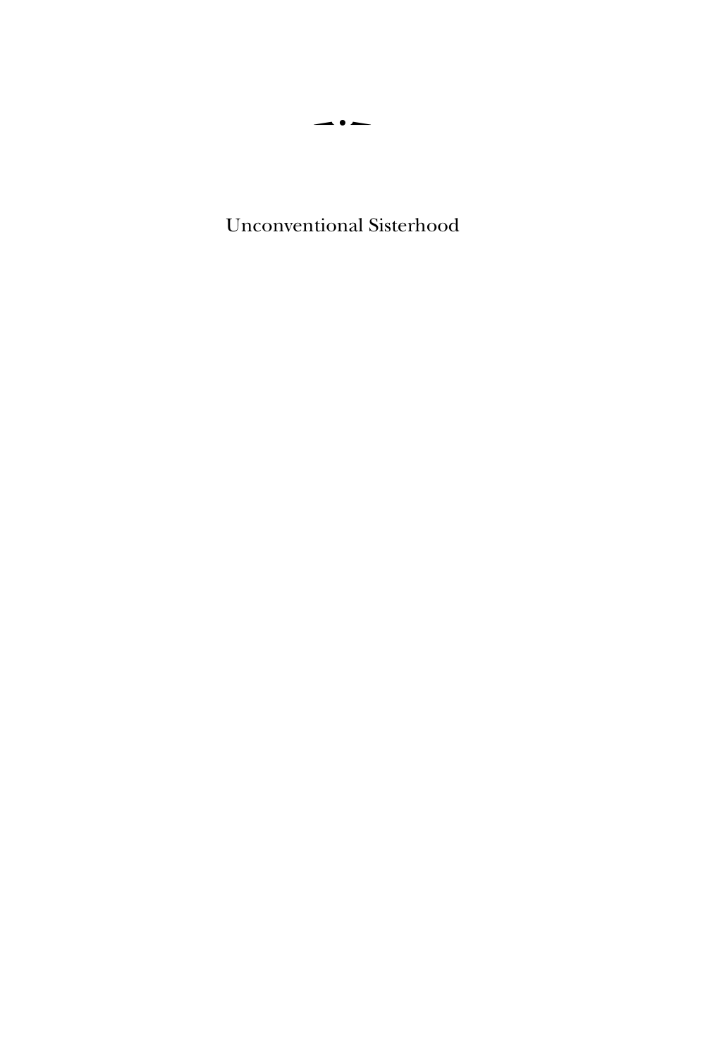Unconventional Sisterhood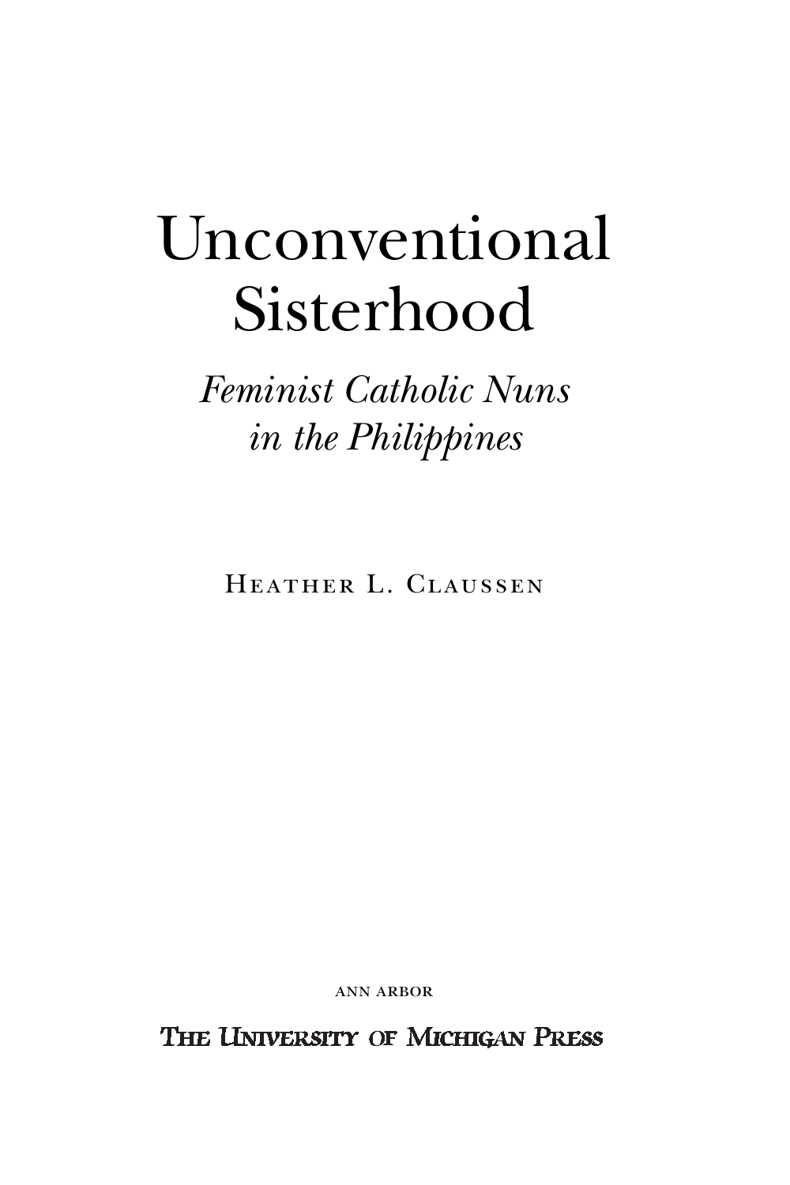# Unconventional Sisterhood

## *Feminist Catholic Nuns in the Philippines*

Heather L. Claussen

ANN ARBOR

The University of Michigan Press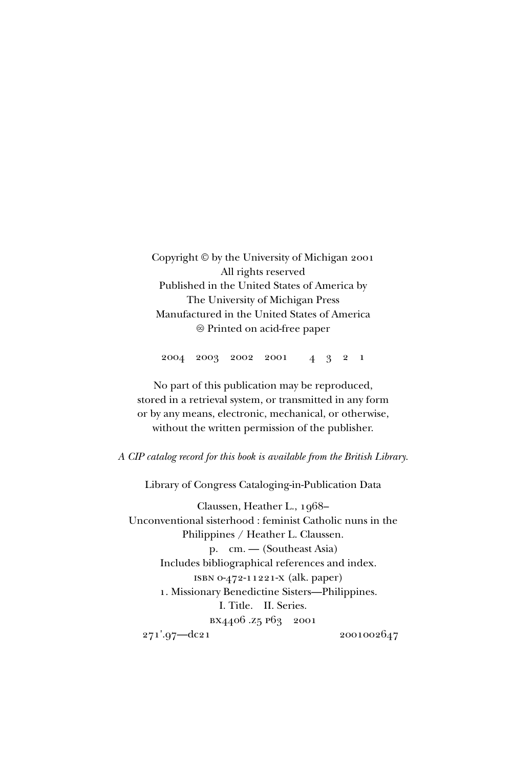Copyright © by the University of Michigan 2001
All rights reserved
Published in the United States of America by
The University of Michigan Press
Manufactured in the United States of America
⊗ Printed on acid-free paper

2004 2003 2002 2001 4 3 2 1

No part of this publication may be reproduced,
stored in a retrieval system, or transmitted in any form
or by any means, electronic, mechanical, or otherwise,
without the written permission of the publisher.

*A CIP catalog record for this book is available from the British Library.*

Library of Congress Cataloging-in-Publication Data

Claussen, Heather L., 1968–
Unconventional sisterhood : feminist Catholic nuns in the
Philippines / Heather L. Claussen.
p. cm. — (Southeast Asia)
Includes bibliographical references and index.
ISBN 0-472-11221-X (alk. paper)
1. Missionary Benedictine Sisters—Philippines.
I. Title. II. Series.
BX4406 .Z5 P63 2001
271'.97—dc21 2001002647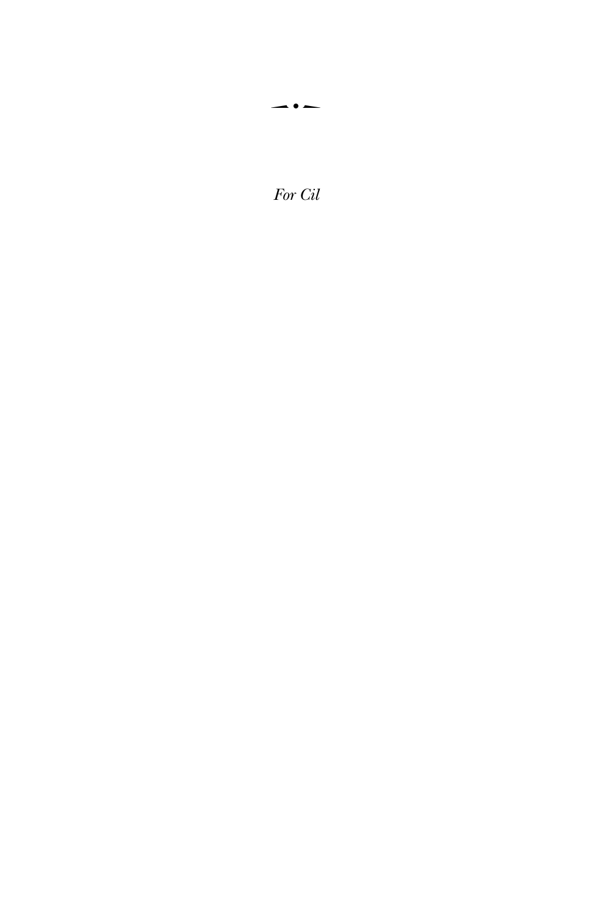*For Cil*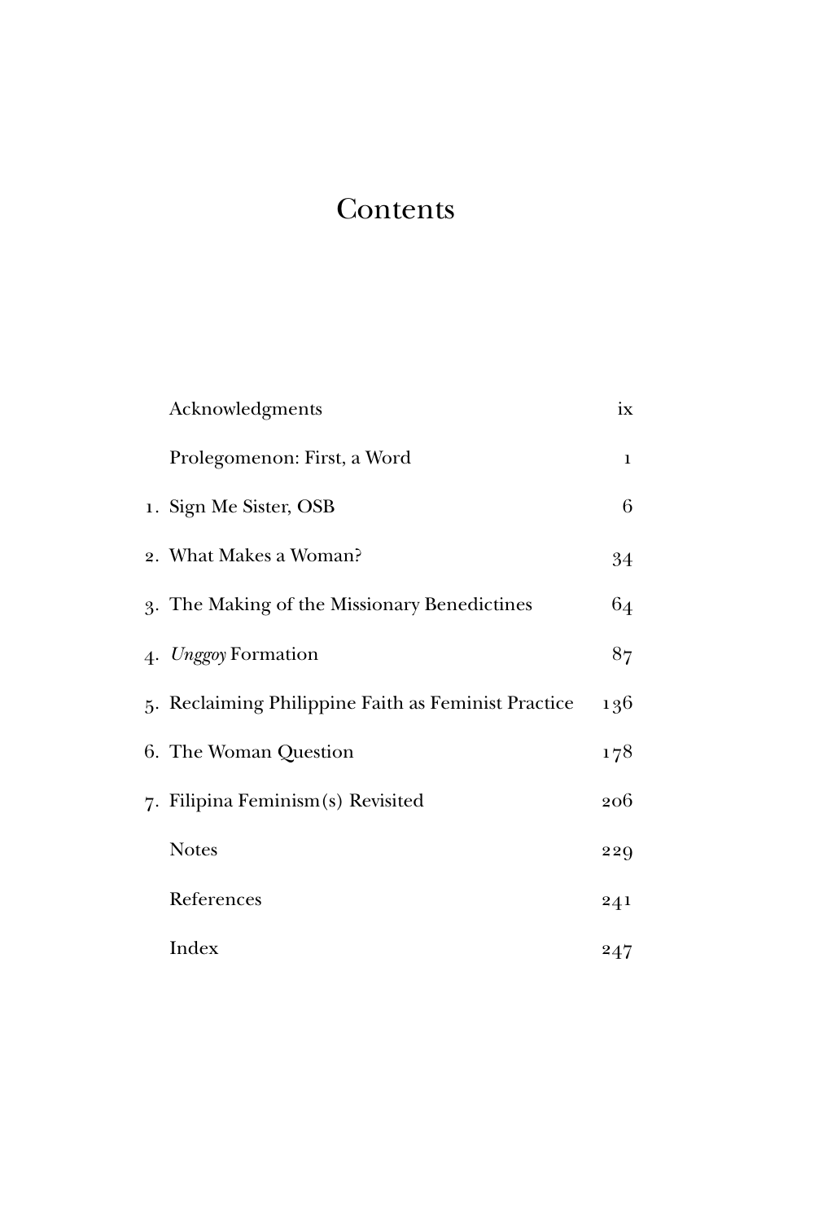# Contents

| | | |
|---|---|---|
| | Acknowledgments | ix |
| | Prolegomenon: First, a Word | 1 |
| 1. | Sign Me Sister, OSB | 6 |
| 2. | What Makes a Woman? | 34 |
| 3. | The Making of the Missionary Benedictines | 64 |
| 4. | *Unggoy* Formation | 87 |
| 5. | Reclaiming Philippine Faith as Feminist Practice | 136 |
| 6. | The Woman Question | 178 |
| 7. | Filipina Feminism(s) Revisited | 206 |
| | Notes | 229 |
| | References | 241 |
| | Index | 247 |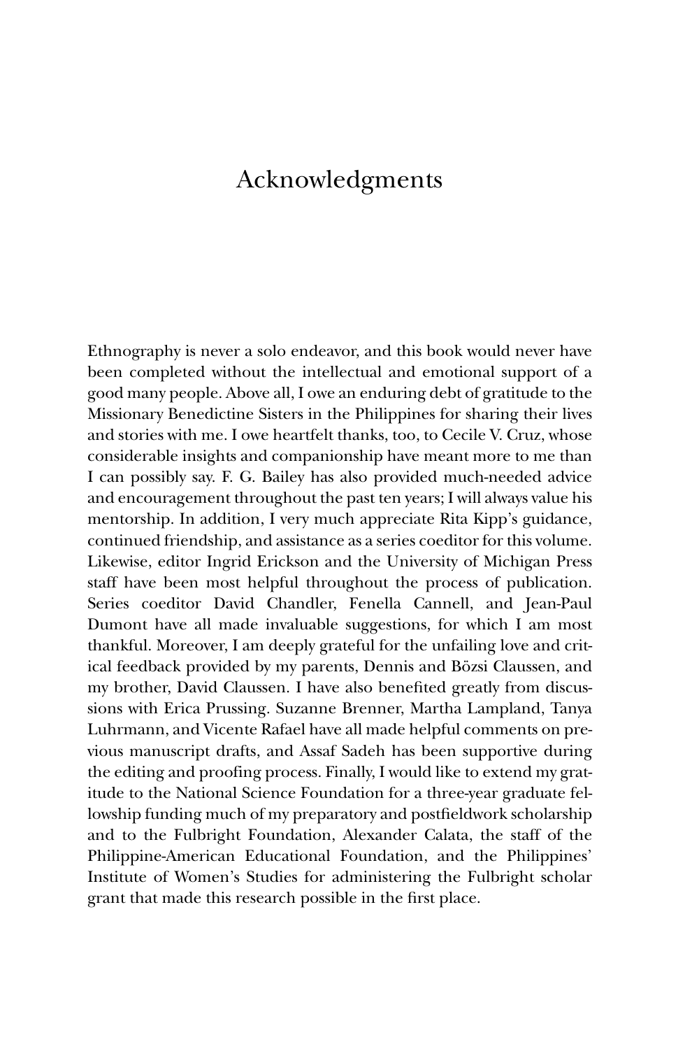# Acknowledgments

Ethnography is never a solo endeavor, and this book would never have been completed without the intellectual and emotional support of a good many people. Above all, I owe an enduring debt of gratitude to the Missionary Benedictine Sisters in the Philippines for sharing their lives and stories with me. I owe heartfelt thanks, too, to Cecile V. Cruz, whose considerable insights and companionship have meant more to me than I can possibly say. F. G. Bailey has also provided much-needed advice and encouragement throughout the past ten years; I will always value his mentorship. In addition, I very much appreciate Rita Kipp's guidance, continued friendship, and assistance as a series coeditor for this volume. Likewise, editor Ingrid Erickson and the University of Michigan Press staff have been most helpful throughout the process of publication. Series coeditor David Chandler, Fenella Cannell, and Jean-Paul Dumont have all made invaluable suggestions, for which I am most thankful. Moreover, I am deeply grateful for the unfailing love and critical feedback provided by my parents, Dennis and Bözsi Claussen, and my brother, David Claussen. I have also benefited greatly from discussions with Erica Prussing. Suzanne Brenner, Martha Lampland, Tanya Luhrmann, and Vicente Rafael have all made helpful comments on previous manuscript drafts, and Assaf Sadeh has been supportive during the editing and proofing process. Finally, I would like to extend my gratitude to the National Science Foundation for a three-year graduate fellowship funding much of my preparatory and postfieldwork scholarship and to the Fulbright Foundation, Alexander Calata, the staff of the Philippine-American Educational Foundation, and the Philippines' Institute of Women's Studies for administering the Fulbright scholar grant that made this research possible in the first place.